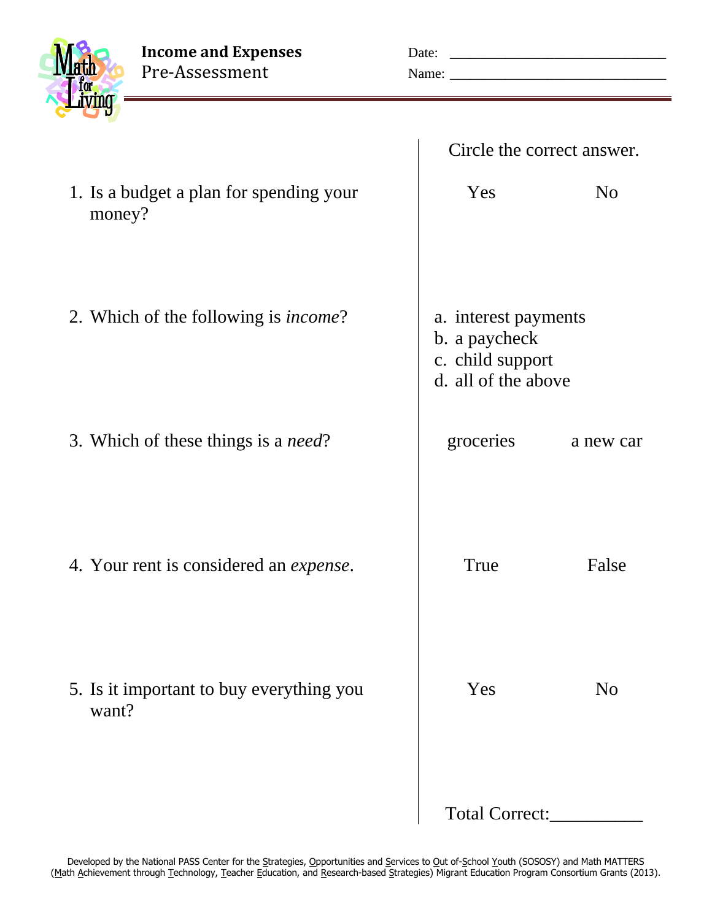# Income and Expenses

## Pre-Assessment

Date: ______________________________

Name: ______________________________

Circle the correct answer.

1. Is a budget a plan for spending your money?

   Yes  No

2. Which of the following is *income*?

   a. interest payments
   b. a paycheck
   c. child support
   d. all of the above

3. Which of these things is a *need*?

   groceries  a new car

4. Your rent is considered an *expense*.

   True  False

5. Is it important to buy everything you want?

   Yes  No

Total Correct:__________

Developed by the National PASS Center for the Strategies, Opportunities and Services to Out of-School Youth (SOSOSY) and Math MATTERS (Math Achievement through Technology, Teacher Education, and Research-based Strategies) Migrant Education Program Consortium Grants (2013).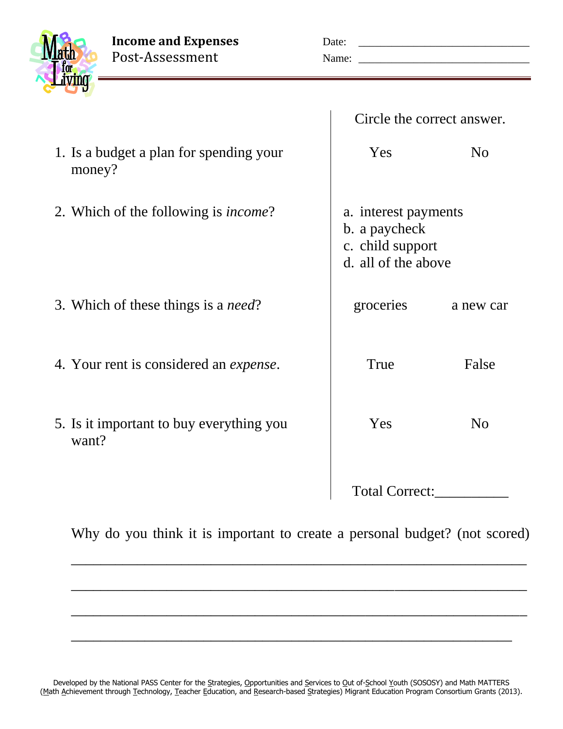**Income and Expenses**
Post-Assessment

Date: ______________________________

Name: ______________________________

| | Circle the correct answer. | |
|---|---|---|
| 1. Is a budget a plan for spending your money? | Yes | No |
| 2. Which of the following is *income*? | a. interest payments<br>b. a paycheck<br>c. child support<br>d. all of the above | |
| 3. Which of these things is a *need*? | groceries | a new car |
| 4. Your rent is considered an *expense*. | True | False |
| 5. Is it important to buy everything you want? | Yes | No |
| | Total Correct:__________ | |

Why do you think it is important to create a personal budget? (not scored)

_______________________________________________________________

_______________________________________________________________

_______________________________________________________________

_______________________________________________________________

Developed by the National PASS Center for the Strategies, Opportunities and Services to Out of-School Youth (SOSOSY) and Math MATTERS (Math Achievement through Technology, Teacher Education, and Research-based Strategies) Migrant Education Program Consortium Grants (2013).